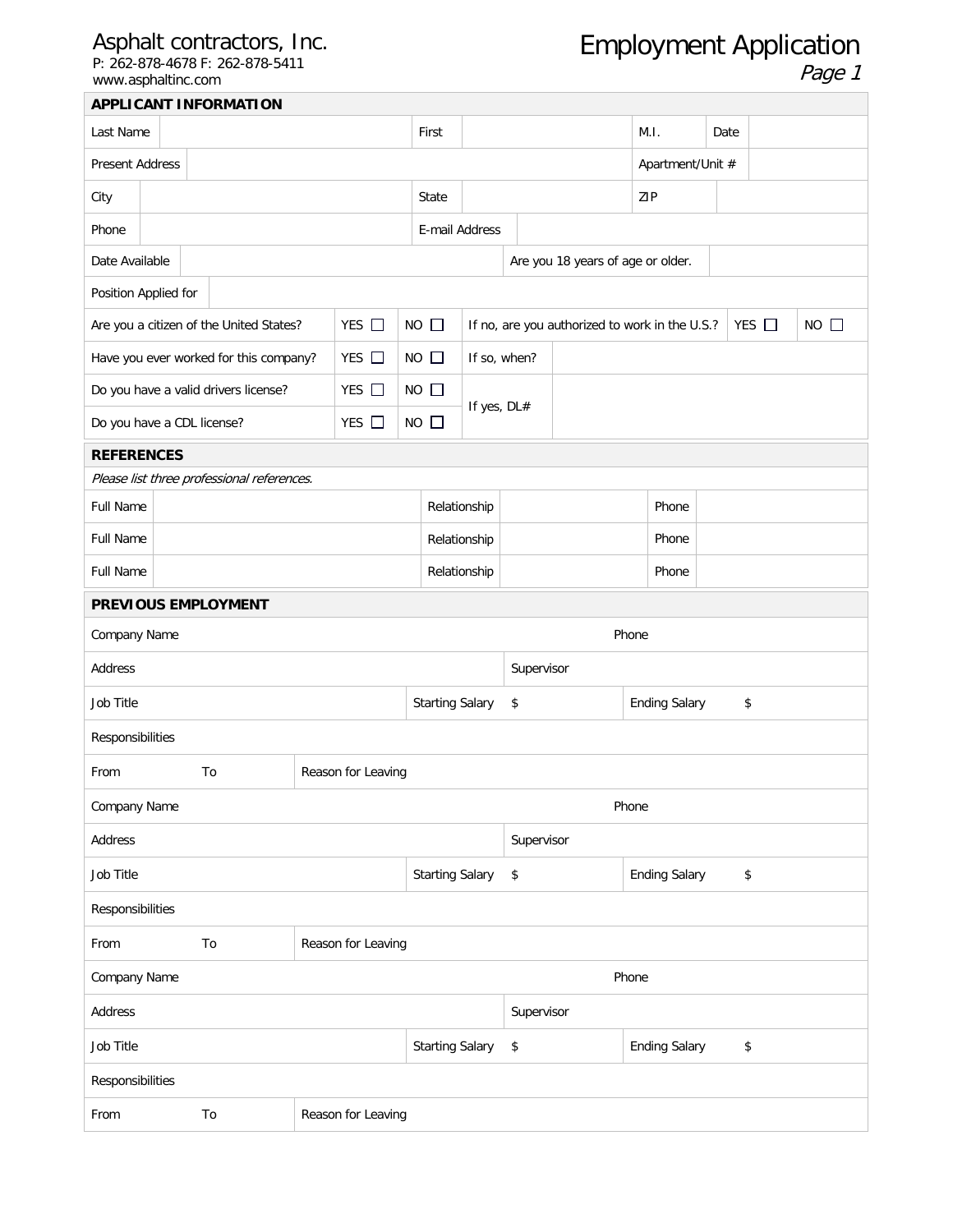Asphalt contractors, Inc.
P: 262-878-4678 F: 262-878-5411
www.asphaltinc.com

# Employment Application

*Page 1*

## APPLICANT INFORMATION

| | | | | | | | |
|---|---|---|---|---|---|---|---|
| Last Name | | First | | M.I. | | Date | |
| Present Address | | | | Apartment/Unit # | | | |
| City | | State | | ZIP | | | |
| Phone | | E-mail Address | | | | | |
| Date Available | | | | Are you 18 years of age or older. | | | |
| Position Applied for | | | | | | | |

| | | | | | |
|---|---|---|---|---|---|
| Are you a citizen of the United States? | YES ☐ | NO ☐ | If no, are you authorized to work in the U.S.? | YES ☐ | NO ☐ |
| Have you ever worked for this company? | YES ☐ | NO ☐ | If so, when? | | |
| Do you have a valid drivers license? | YES ☐ | NO ☐ | If yes, DL# | | |
| Do you have a CDL license? | YES ☐ | NO ☐ | | | |

## REFERENCES

*Please list three professional references.*

| | | | | | |
|---|---|---|---|---|---|
| Full Name | | Relationship | | Phone | |
| Full Name | | Relationship | | Phone | |
| Full Name | | Relationship | | Phone | |

## PREVIOUS EMPLOYMENT

| | | | |
|---|---|---|---|
| Company Name | | Phone | |
| Address | | Supervisor | |
| Job Title | | Starting Salary $ | Ending Salary $ |
| Responsibilities | | | |
| From | To | Reason for Leaving | |
| Company Name | | Phone | |
| Address | | Supervisor | |
| Job Title | | Starting Salary $ | Ending Salary $ |
| Responsibilities | | | |
| From | To | Reason for Leaving | |
| Company Name | | Phone | |
| Address | | Supervisor | |
| Job Title | | Starting Salary $ | Ending Salary $ |
| Responsibilities | | | |
| From | To | Reason for Leaving | |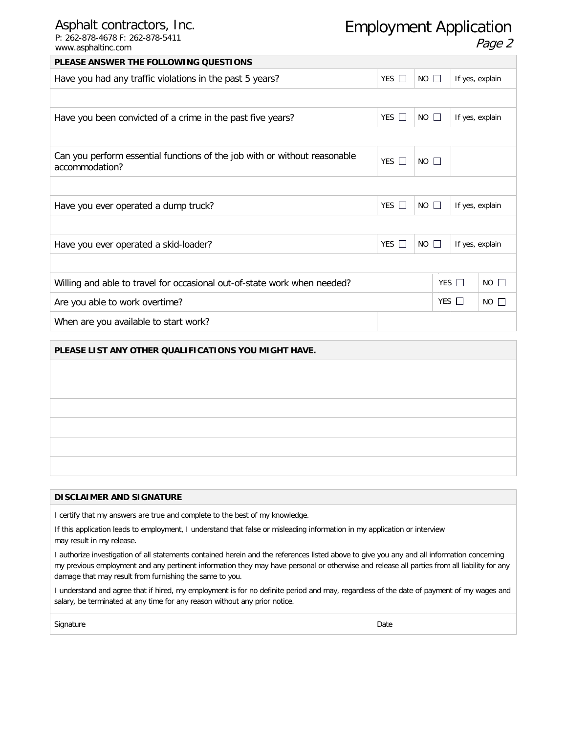Asphalt contractors, Inc.
P: 262-878-4678 F: 262-878-5411
www.asphaltinc.com

# Employment Application

*Page 2*

| PLEASE ANSWER THE FOLLOWING QUESTIONS | | | |
|---|---|---|---|
| Have you had any traffic violations in the past 5 years? | YES ☐ | NO ☐ | If yes, explain |
| | | | |
| Have you been convicted of a crime in the past five years? | YES ☐ | NO ☐ | If yes, explain |
| | | | |
| Can you perform essential functions of the job with or without reasonable accommodation? | YES ☐ | NO ☐ | |
| | | | |
| Have you ever operated a dump truck? | YES ☐ | NO ☐ | If yes, explain |
| | | | |
| Have you ever operated a skid-loader? | YES ☐ | NO ☐ | If yes, explain |
| | | | |
| Willing and able to travel for occasional out-of-state work when needed? | | YES ☐ | NO ☐ |
| Are you able to work overtime? | | YES ☐ | NO ☐ |
| When are you available to start work? | | | |

| PLEASE LIST ANY OTHER QUALIFICATIONS YOU MIGHT HAVE. |
|---|
| |
| |
| |
| |
| |
| |

**DISCLAIMER AND SIGNATURE**

I certify that my answers are true and complete to the best of my knowledge.

If this application leads to employment, I understand that false or misleading information in my application or interview may result in my release.

I authorize investigation of all statements contained herein and the references listed above to give you any and all information concerning my previous employment and any pertinent information they may have personal or otherwise and release all parties from all liability for any damage that may result from furnishing the same to you.

I understand and agree that if hired, my employment is for no definite period and may, regardless of the date of payment of my wages and salary, be terminated at any time for any reason without any prior notice.

| Signature | Date |
|---|---|